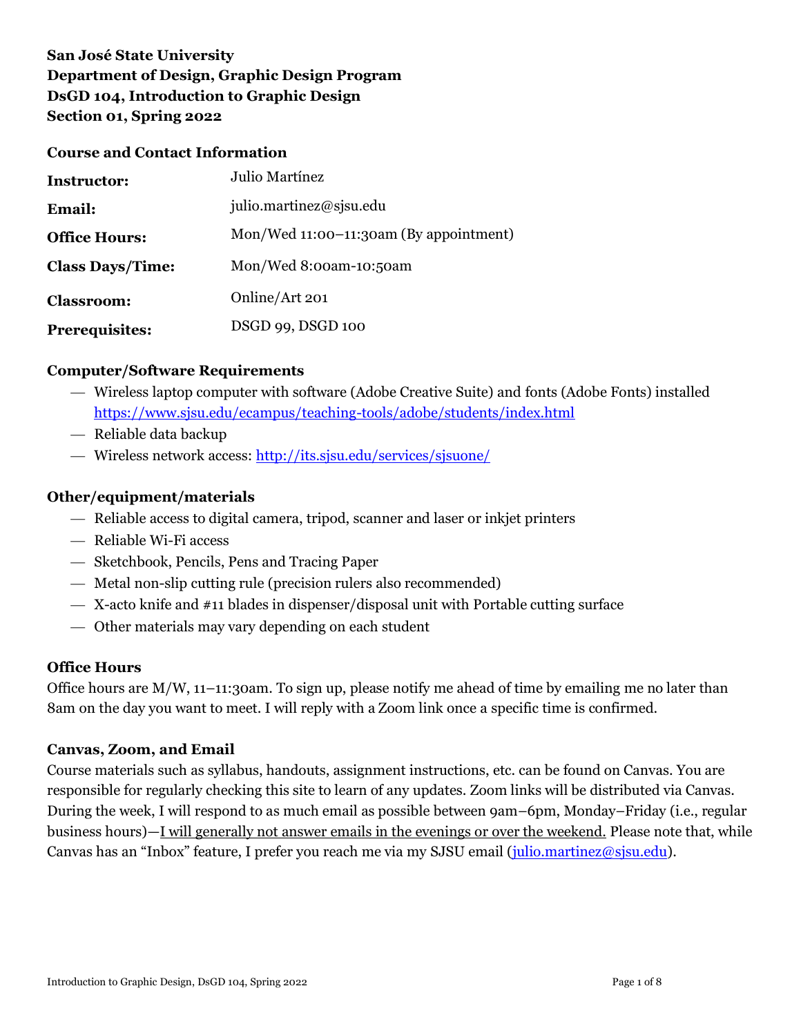**San José State University**
**Department of Design, Graphic Design Program**
**DsGD 104, Introduction to Graphic Design**
**Section 01, Spring 2022**

### Course and Contact Information

| | |
|---|---|
| **Instructor:** | Julio Martínez |
| **Email:** | julio.martinez@sjsu.edu |
| **Office Hours:** | Mon/Wed 11:00–11:30am (By appointment) |
| **Class Days/Time:** | Mon/Wed 8:00am-10:50am |
| **Classroom:** | Online/Art 201 |
| **Prerequisites:** | DSGD 99, DSGD 100 |

### Computer/Software Requirements

- Wireless laptop computer with software (Adobe Creative Suite) and fonts (Adobe Fonts) installed https://www.sjsu.edu/ecampus/teaching-tools/adobe/students/index.html
- Reliable data backup
- Wireless network access: http://its.sjsu.edu/services/sjsuone/

### Other/equipment/materials

- Reliable access to digital camera, tripod, scanner and laser or inkjet printers
- Reliable Wi-Fi access
- Sketchbook, Pencils, Pens and Tracing Paper
- Metal non-slip cutting rule (precision rulers also recommended)
- X-acto knife and #11 blades in dispenser/disposal unit with Portable cutting surface
- Other materials may vary depending on each student

### Office Hours

Office hours are M/W, 11–11:30am. To sign up, please notify me ahead of time by emailing me no later than 8am on the day you want to meet. I will reply with a Zoom link once a specific time is confirmed.

### Canvas, Zoom, and Email

Course materials such as syllabus, handouts, assignment instructions, etc. can be found on Canvas. You are responsible for regularly checking this site to learn of any updates. Zoom links will be distributed via Canvas. During the week, I will respond to as much email as possible between 9am–6pm, Monday–Friday (i.e., regular business hours)—I will generally not answer emails in the evenings or over the weekend. Please note that, while Canvas has an "Inbox" feature, I prefer you reach me via my SJSU email (julio.martinez@sjsu.edu).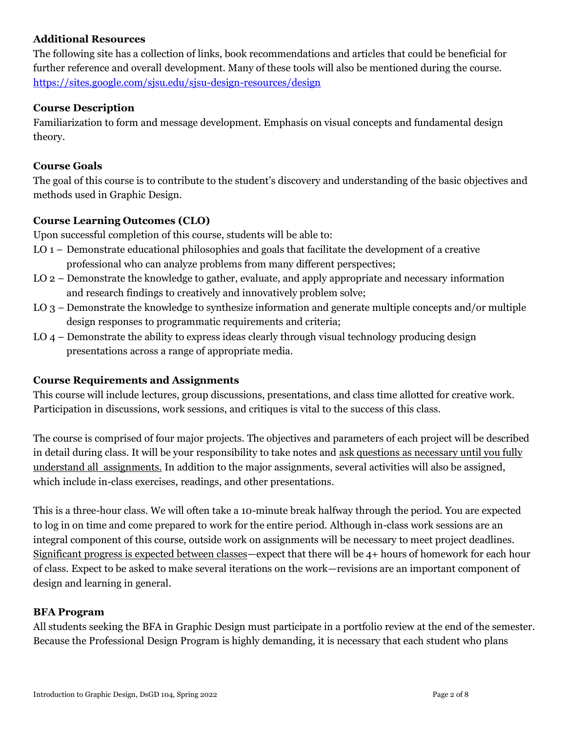**Additional Resources**

The following site has a collection of links, book recommendations and articles that could be beneficial for further reference and overall development. Many of these tools will also be mentioned during the course. https://sites.google.com/sjsu.edu/sjsu-design-resources/design

**Course Description**

Familiarization to form and message development. Emphasis on visual concepts and fundamental design theory.

**Course Goals**

The goal of this course is to contribute to the student's discovery and understanding of the basic objectives and methods used in Graphic Design.

**Course Learning Outcomes (CLO)**

Upon successful completion of this course, students will be able to:

- LO 1 – Demonstrate educational philosophies and goals that facilitate the development of a creative professional who can analyze problems from many different perspectives;
- LO 2 – Demonstrate the knowledge to gather, evaluate, and apply appropriate and necessary information and research findings to creatively and innovatively problem solve;
- LO 3 – Demonstrate the knowledge to synthesize information and generate multiple concepts and/or multiple design responses to programmatic requirements and criteria;
- LO 4 – Demonstrate the ability to express ideas clearly through visual technology producing design presentations across a range of appropriate media.

**Course Requirements and Assignments**

This course will include lectures, group discussions, presentations, and class time allotted for creative work. Participation in discussions, work sessions, and critiques is vital to the success of this class.

The course is comprised of four major projects. The objectives and parameters of each project will be described in detail during class. It will be your responsibility to take notes and ask questions as necessary until you fully understand all assignments. In addition to the major assignments, several activities will also be assigned, which include in-class exercises, readings, and other presentations.

This is a three-hour class. We will often take a 10-minute break halfway through the period. You are expected to log in on time and come prepared to work for the entire period. Although in-class work sessions are an integral component of this course, outside work on assignments will be necessary to meet project deadlines. Significant progress is expected between classes—expect that there will be 4+ hours of homework for each hour of class. Expect to be asked to make several iterations on the work—revisions are an important component of design and learning in general.

**BFA Program**

All students seeking the BFA in Graphic Design must participate in a portfolio review at the end of the semester. Because the Professional Design Program is highly demanding, it is necessary that each student who plans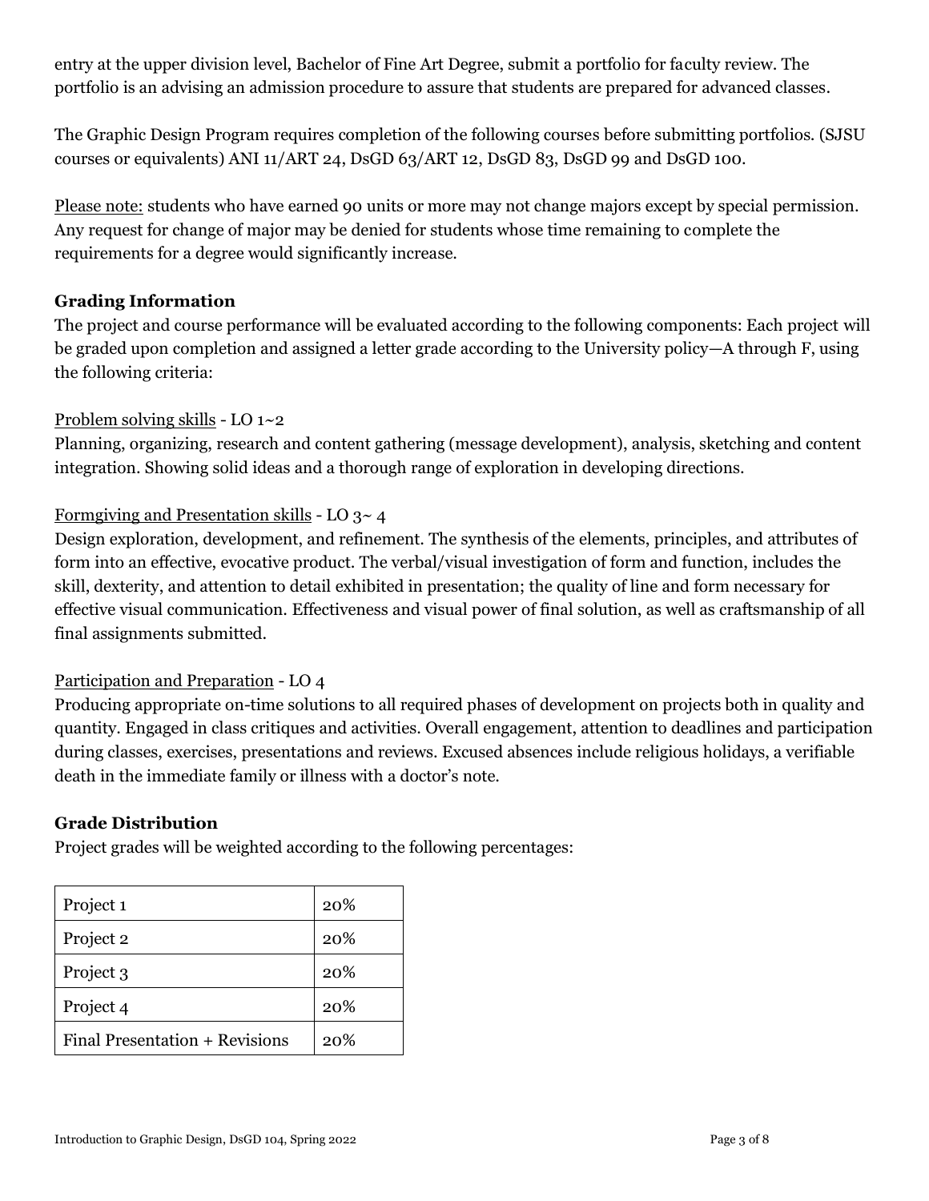entry at the upper division level, Bachelor of Fine Art Degree, submit a portfolio for faculty review. The portfolio is an advising an admission procedure to assure that students are prepared for advanced classes.

The Graphic Design Program requires completion of the following courses before submitting portfolios. (SJSU courses or equivalents) ANI 11/ART 24, DsGD 63/ART 12, DsGD 83, DsGD 99 and DsGD 100.

Please note: students who have earned 90 units or more may not change majors except by special permission. Any request for change of major may be denied for students whose time remaining to complete the requirements for a degree would significantly increase.

### Grading Information

The project and course performance will be evaluated according to the following components: Each project will be graded upon completion and assigned a letter grade according to the University policy—A through F, using the following criteria:

Problem solving skills - LO 1~2
Planning, organizing, research and content gathering (message development), analysis, sketching and content integration. Showing solid ideas and a thorough range of exploration in developing directions.

Formgiving and Presentation skills - LO 3~ 4
Design exploration, development, and refinement. The synthesis of the elements, principles, and attributes of form into an effective, evocative product. The verbal/visual investigation of form and function, includes the skill, dexterity, and attention to detail exhibited in presentation; the quality of line and form necessary for effective visual communication. Effectiveness and visual power of final solution, as well as craftsmanship of all final assignments submitted.

Participation and Preparation - LO 4
Producing appropriate on-time solutions to all required phases of development on projects both in quality and quantity. Engaged in class critiques and activities. Overall engagement, attention to deadlines and participation during classes, exercises, presentations and reviews. Excused absences include religious holidays, a verifiable death in the immediate family or illness with a doctor's note.

### Grade Distribution

Project grades will be weighted according to the following percentages:

| Project | Weight |
|---|---|
| Project 1 | 20% |
| Project 2 | 20% |
| Project 3 | 20% |
| Project 4 | 20% |
| Final Presentation + Revisions | 20% |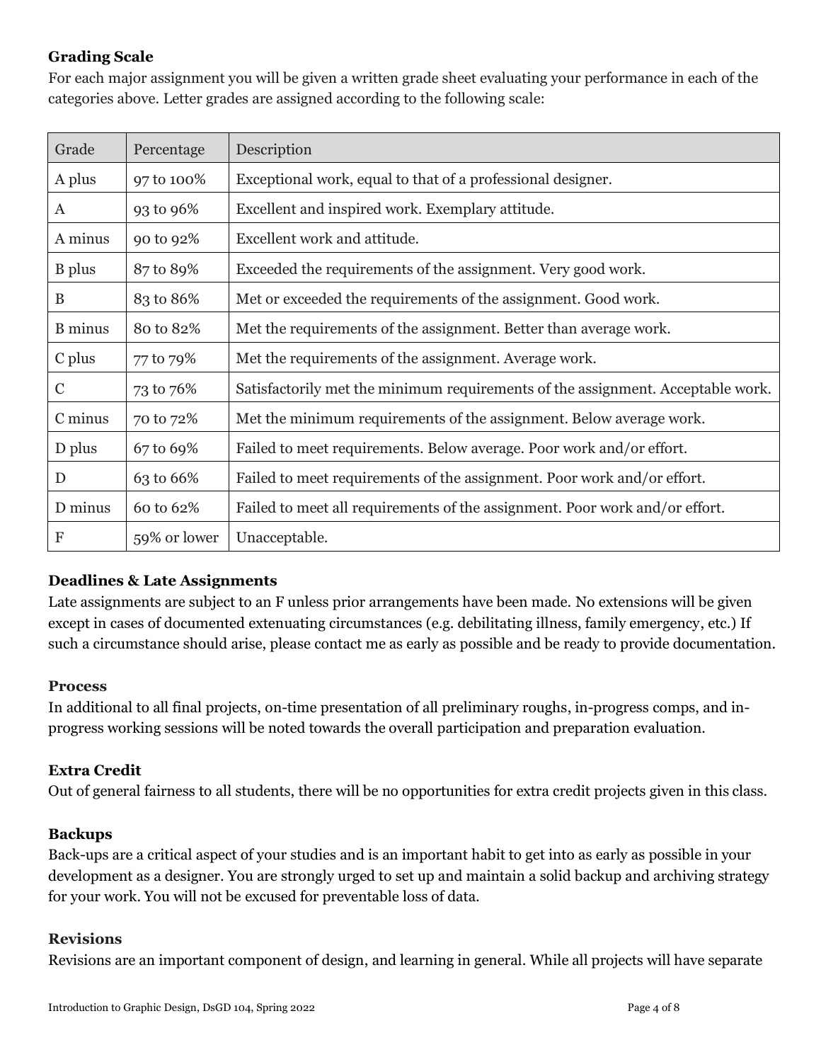### Grading Scale

For each major assignment you will be given a written grade sheet evaluating your performance in each of the categories above. Letter grades are assigned according to the following scale:

| Grade | Percentage | Description |
|---|---|---|
| A plus | 97 to 100% | Exceptional work, equal to that of a professional designer. |
| A | 93 to 96% | Excellent and inspired work. Exemplary attitude. |
| A minus | 90 to 92% | Excellent work and attitude. |
| B plus | 87 to 89% | Exceeded the requirements of the assignment. Very good work. |
| B | 83 to 86% | Met or exceeded the requirements of the assignment. Good work. |
| B minus | 80 to 82% | Met the requirements of the assignment. Better than average work. |
| C plus | 77 to 79% | Met the requirements of the assignment. Average work. |
| C | 73 to 76% | Satisfactorily met the minimum requirements of the assignment. Acceptable work. |
| C minus | 70 to 72% | Met the minimum requirements of the assignment. Below average work. |
| D plus | 67 to 69% | Failed to meet requirements. Below average. Poor work and/or effort. |
| D | 63 to 66% | Failed to meet requirements of the assignment. Poor work and/or effort. |
| D minus | 60 to 62% | Failed to meet all requirements of the assignment. Poor work and/or effort. |
| F | 59% or lower | Unacceptable. |

### Deadlines & Late Assignments

Late assignments are subject to an F unless prior arrangements have been made. No extensions will be given except in cases of documented extenuating circumstances (e.g. debilitating illness, family emergency, etc.) If such a circumstance should arise, please contact me as early as possible and be ready to provide documentation.

### Process

In additional to all final projects, on-time presentation of all preliminary roughs, in-progress comps, and in-progress working sessions will be noted towards the overall participation and preparation evaluation.

### Extra Credit

Out of general fairness to all students, there will be no opportunities for extra credit projects given in this class.

### Backups

Back-ups are a critical aspect of your studies and is an important habit to get into as early as possible in your development as a designer. You are strongly urged to set up and maintain a solid backup and archiving strategy for your work. You will not be excused for preventable loss of data.

### Revisions

Revisions are an important component of design, and learning in general. While all projects will have separate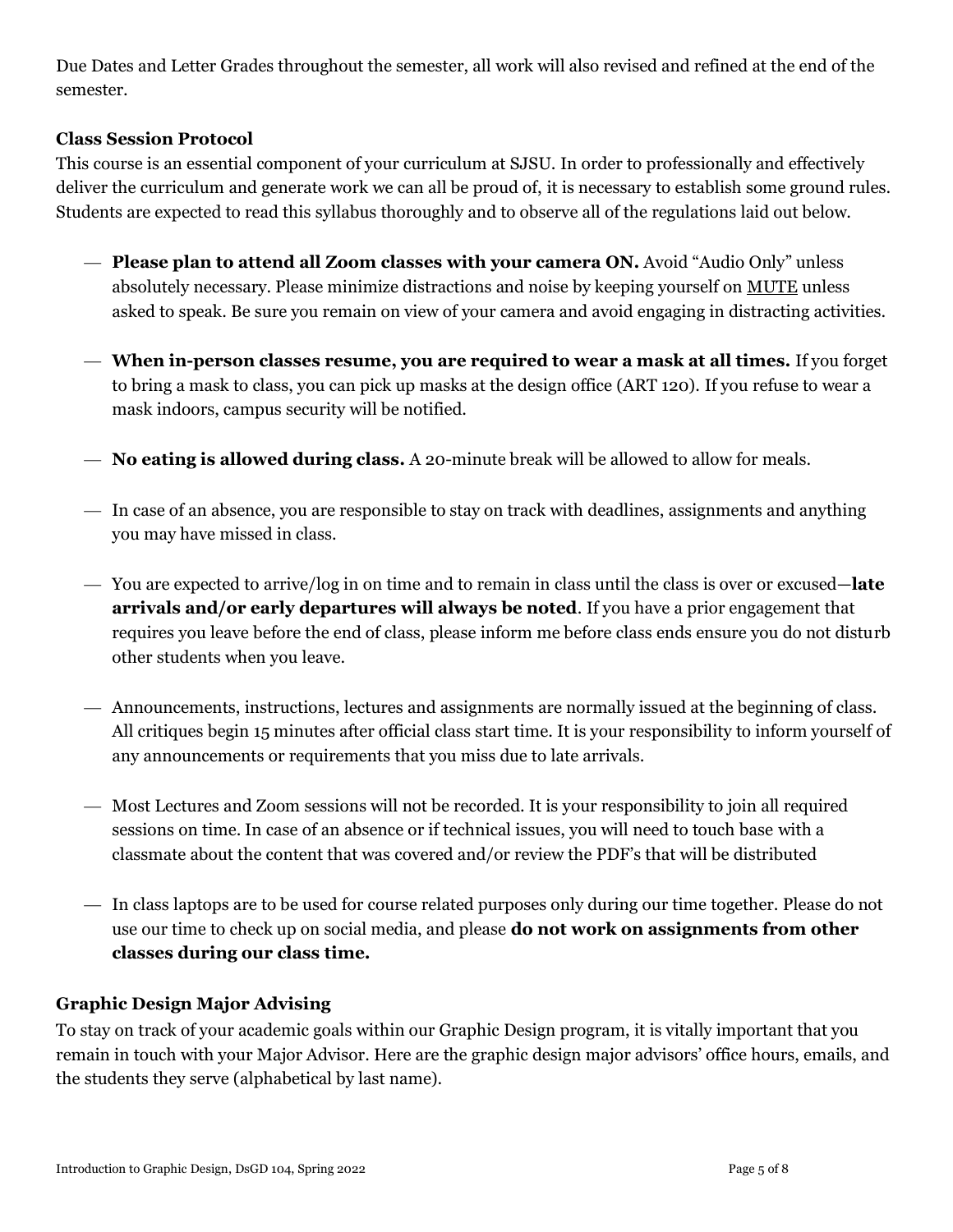Due Dates and Letter Grades throughout the semester, all work will also revised and refined at the end of the semester.

### Class Session Protocol

This course is an essential component of your curriculum at SJSU. In order to professionally and effectively deliver the curriculum and generate work we can all be proud of, it is necessary to establish some ground rules. Students are expected to read this syllabus thoroughly and to observe all of the regulations laid out below.

- **Please plan to attend all Zoom classes with your camera ON.** Avoid "Audio Only" unless absolutely necessary. Please minimize distractions and noise by keeping yourself on MUTE unless asked to speak. Be sure you remain on view of your camera and avoid engaging in distracting activities.

- **When in-person classes resume, you are required to wear a mask at all times.** If you forget to bring a mask to class, you can pick up masks at the design office (ART 120). If you refuse to wear a mask indoors, campus security will be notified.

- **No eating is allowed during class.** A 20-minute break will be allowed to allow for meals.

- In case of an absence, you are responsible to stay on track with deadlines, assignments and anything you may have missed in class.

- You are expected to arrive/log in on time and to remain in class until the class is over or excused—**late arrivals and/or early departures will always be noted**. If you have a prior engagement that requires you leave before the end of class, please inform me before class ends ensure you do not disturb other students when you leave.

- Announcements, instructions, lectures and assignments are normally issued at the beginning of class. All critiques begin 15 minutes after official class start time. It is your responsibility to inform yourself of any announcements or requirements that you miss due to late arrivals.

- Most Lectures and Zoom sessions will not be recorded. It is your responsibility to join all required sessions on time. In case of an absence or if technical issues, you will need to touch base with a classmate about the content that was covered and/or review the PDF's that will be distributed

- In class laptops are to be used for course related purposes only during our time together. Please do not use our time to check up on social media, and please **do not work on assignments from other classes during our class time.**

### Graphic Design Major Advising

To stay on track of your academic goals within our Graphic Design program, it is vitally important that you remain in touch with your Major Advisor. Here are the graphic design major advisors' office hours, emails, and the students they serve (alphabetical by last name).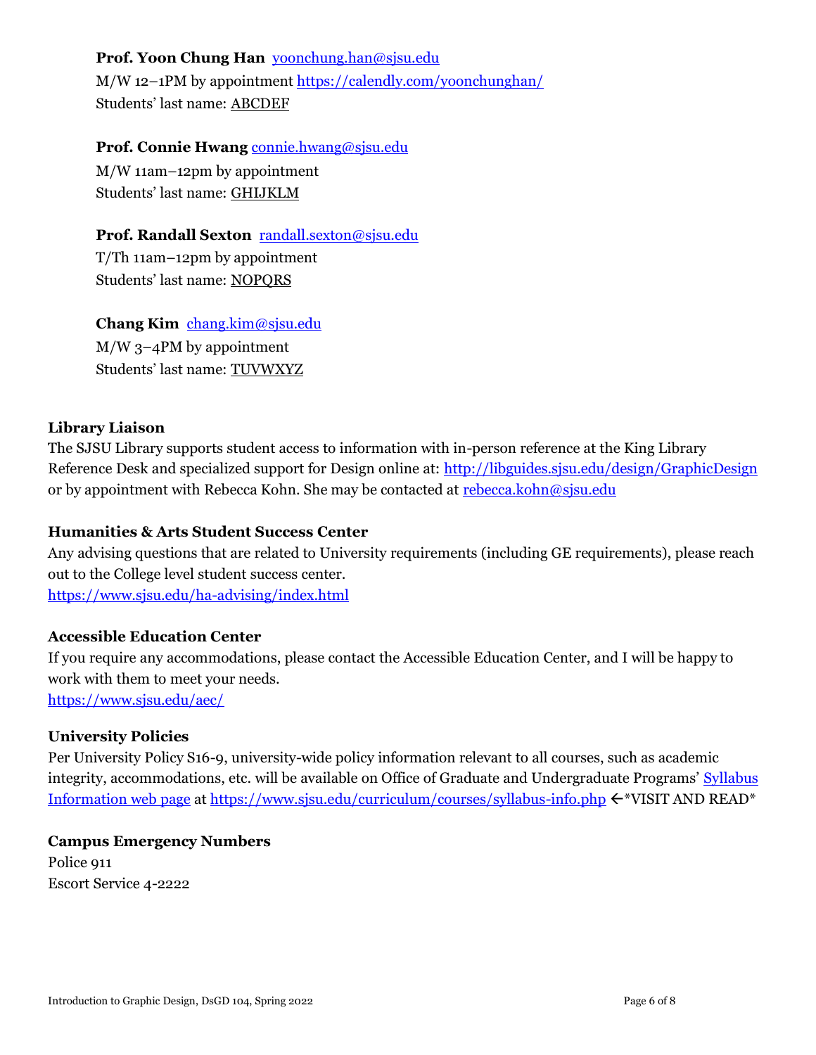**Prof. Yoon Chung Han** yoonchung.han@sjsu.edu
M/W 12–1PM by appointment https://calendly.com/yoonchunghan/
Students' last name: ABCDEF

**Prof. Connie Hwang** connie.hwang@sjsu.edu
M/W 11am–12pm by appointment
Students' last name: GHIJKLM

**Prof. Randall Sexton** randall.sexton@sjsu.edu
T/Th 11am–12pm by appointment
Students' last name: NOPQRS

**Chang Kim** chang.kim@sjsu.edu
M/W 3–4PM by appointment
Students' last name: TUVWXYZ

### Library Liaison

The SJSU Library supports student access to information with in-person reference at the King Library Reference Desk and specialized support for Design online at: http://libguides.sjsu.edu/design/GraphicDesign or by appointment with Rebecca Kohn. She may be contacted at rebecca.kohn@sjsu.edu

### Humanities & Arts Student Success Center

Any advising questions that are related to University requirements (including GE requirements), please reach out to the College level student success center.
https://www.sjsu.edu/ha-advising/index.html

### Accessible Education Center

If you require any accommodations, please contact the Accessible Education Center, and I will be happy to work with them to meet your needs.
https://www.sjsu.edu/aec/

### University Policies

Per University Policy S16-9, university-wide policy information relevant to all courses, such as academic integrity, accommodations, etc. will be available on Office of Graduate and Undergraduate Programs' Syllabus Information web page at https://www.sjsu.edu/curriculum/courses/syllabus-info.php ←*VISIT AND READ*

### Campus Emergency Numbers

Police 911
Escort Service 4-2222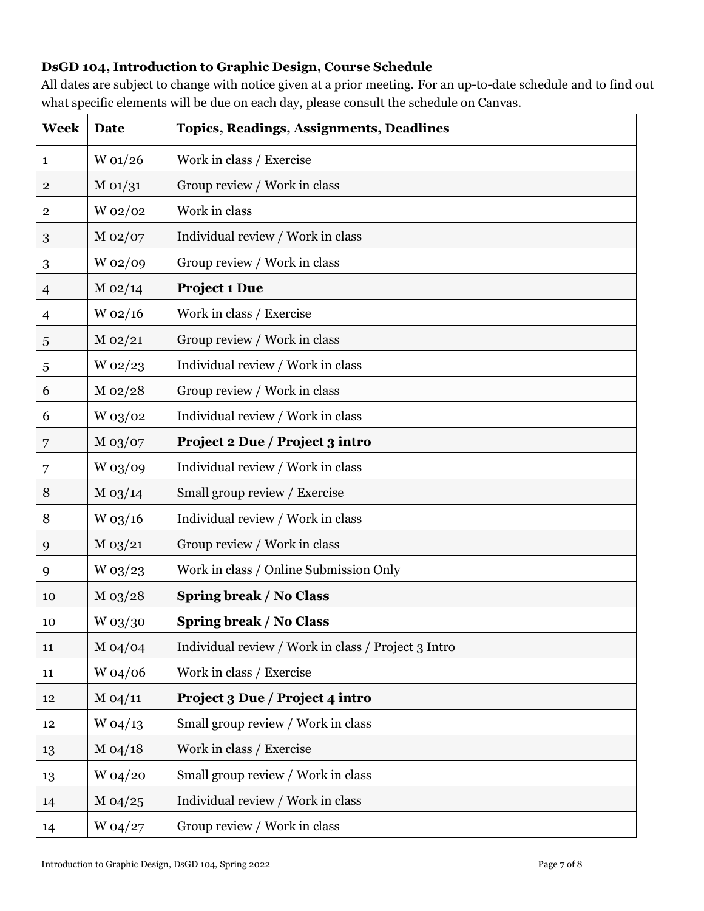**DsGD 104, Introduction to Graphic Design, Course Schedule**

All dates are subject to change with notice given at a prior meeting. For an up-to-date schedule and to find out what specific elements will be due on each day, please consult the schedule on Canvas.

| Week | Date | Topics, Readings, Assignments, Deadlines |
|---|---|---|
| 1 | W 01/26 | Work in class / Exercise |
| 2 | M 01/31 | Group review / Work in class |
| 2 | W 02/02 | Work in class |
| 3 | M 02/07 | Individual review / Work in class |
| 3 | W 02/09 | Group review / Work in class |
| 4 | M 02/14 | **Project 1 Due** |
| 4 | W 02/16 | Work in class / Exercise |
| 5 | M 02/21 | Group review / Work in class |
| 5 | W 02/23 | Individual review / Work in class |
| 6 | M 02/28 | Group review / Work in class |
| 6 | W 03/02 | Individual review / Work in class |
| 7 | M 03/07 | **Project 2 Due / Project 3 intro** |
| 7 | W 03/09 | Individual review / Work in class |
| 8 | M 03/14 | Small group review / Exercise |
| 8 | W 03/16 | Individual review / Work in class |
| 9 | M 03/21 | Group review / Work in class |
| 9 | W 03/23 | Work in class / Online Submission Only |
| 10 | M 03/28 | **Spring break / No Class** |
| 10 | W 03/30 | **Spring break / No Class** |
| 11 | M 04/04 | Individual review / Work in class / Project 3 Intro |
| 11 | W 04/06 | Work in class / Exercise |
| 12 | M 04/11 | **Project 3 Due / Project 4 intro** |
| 12 | W 04/13 | Small group review / Work in class |
| 13 | M 04/18 | Work in class / Exercise |
| 13 | W 04/20 | Small group review / Work in class |
| 14 | M 04/25 | Individual review / Work in class |
| 14 | W 04/27 | Group review / Work in class |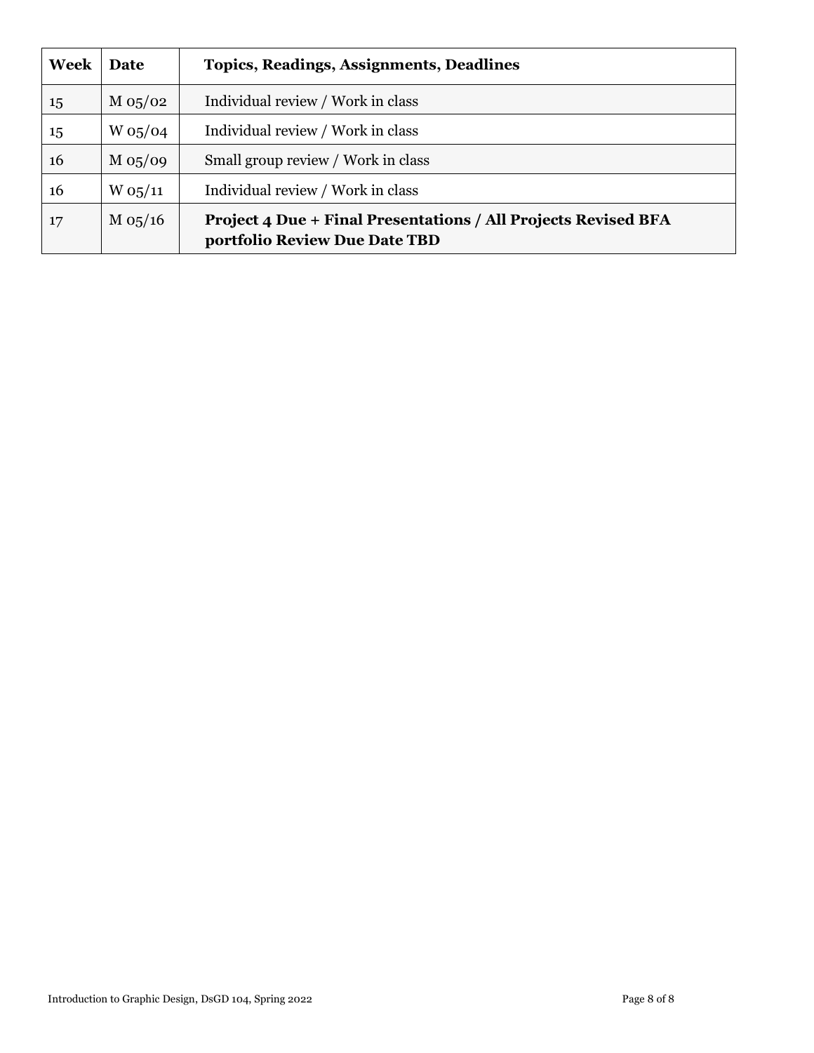| Week | Date | Topics, Readings, Assignments, Deadlines |
|---|---|---|
| 15 | M 05/02 | Individual review / Work in class |
| 15 | W 05/04 | Individual review / Work in class |
| 16 | M 05/09 | Small group review / Work in class |
| 16 | W 05/11 | Individual review / Work in class |
| 17 | M 05/16 | **Project 4 Due + Final Presentations / All Projects Revised BFA portfolio Review Due Date TBD** |